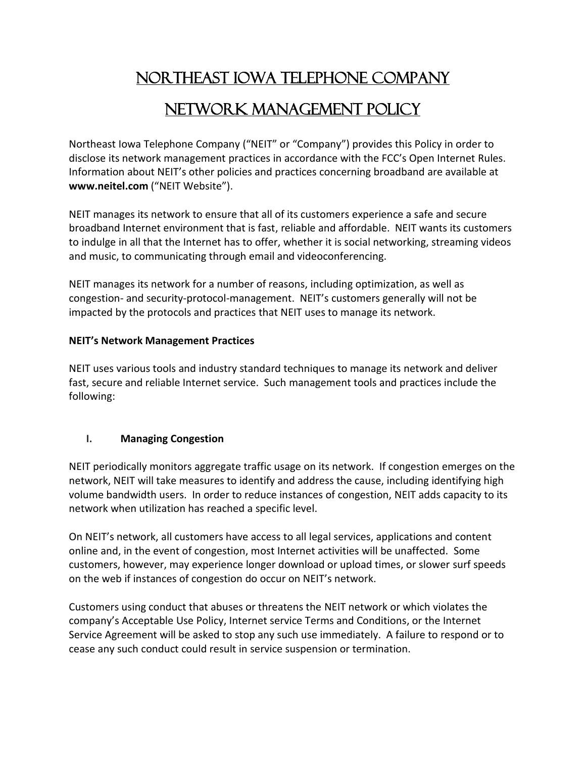# NORTHEAST IOWA TELEPHONE COMPANY

# NETWORK MANAGEMENT POLICY

Northeast Iowa Telephone Company ("NEIT" or "Company") provides this Policy in order to disclose its network management practices in accordance with the FCC's Open Internet Rules. Information about NEIT's other policies and practices concerning broadband are available at **www.neitel.com** ("NEIT Website").

NEIT manages its network to ensure that all of its customers experience a safe and secure broadband Internet environment that is fast, reliable and affordable. NEIT wants its customers to indulge in all that the Internet has to offer, whether it is social networking, streaming videos and music, to communicating through email and videoconferencing.

NEIT manages its network for a number of reasons, including optimization, as well as congestion- and security-protocol-management. NEIT's customers generally will not be impacted by the protocols and practices that NEIT uses to manage its network.

**NEIT's Network Management Practices**

NEIT uses various tools and industry standard techniques to manage its network and deliver fast, secure and reliable Internet service. Such management tools and practices include the following:

## I. Managing Congestion

NEIT periodically monitors aggregate traffic usage on its network. If congestion emerges on the network, NEIT will take measures to identify and address the cause, including identifying high volume bandwidth users. In order to reduce instances of congestion, NEIT adds capacity to its network when utilization has reached a specific level.

On NEIT's network, all customers have access to all legal services, applications and content online and, in the event of congestion, most Internet activities will be unaffected. Some customers, however, may experience longer download or upload times, or slower surf speeds on the web if instances of congestion do occur on NEIT's network.

Customers using conduct that abuses or threatens the NEIT network or which violates the company's Acceptable Use Policy, Internet service Terms and Conditions, or the Internet Service Agreement will be asked to stop any such use immediately. A failure to respond or to cease any such conduct could result in service suspension or termination.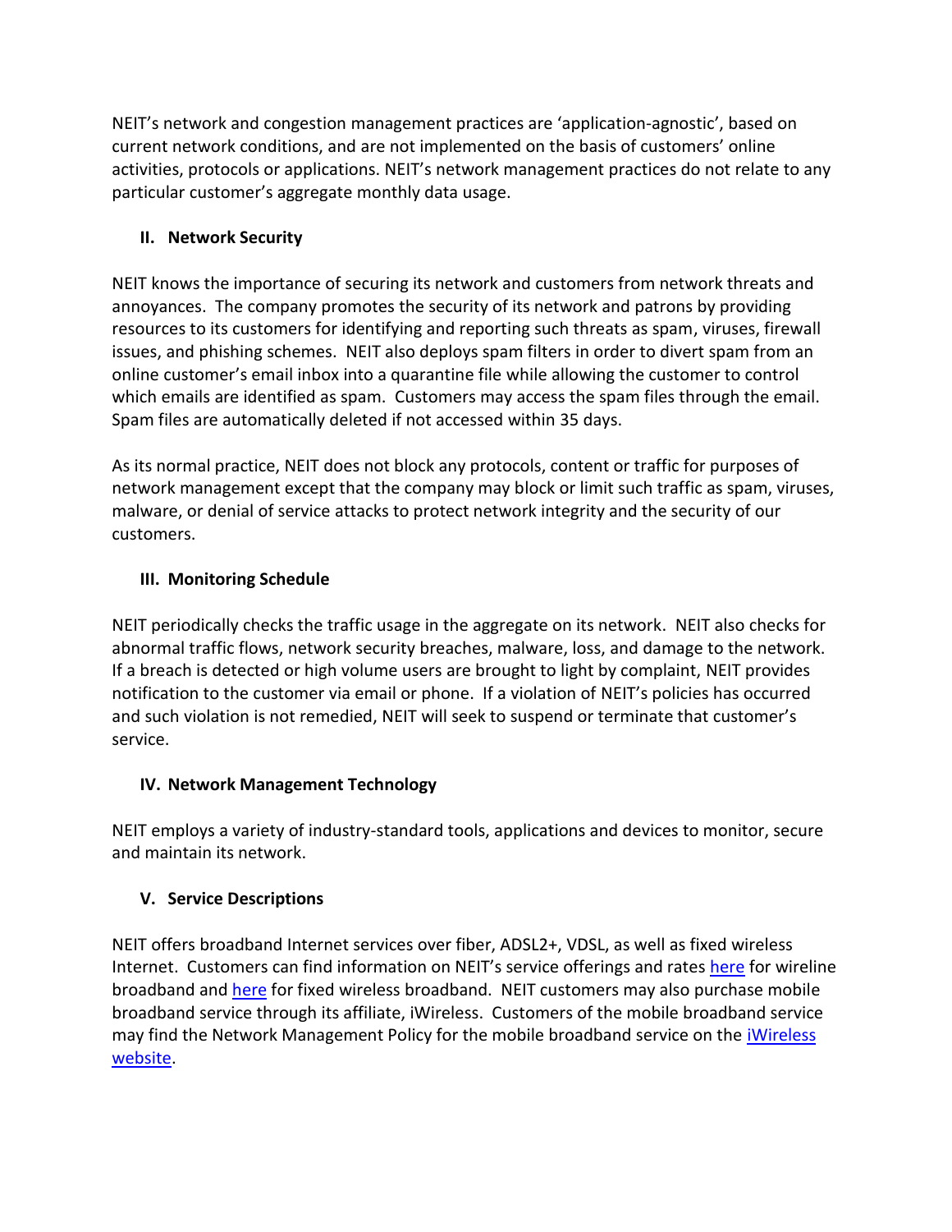NEIT's network and congestion management practices are 'application-agnostic', based on current network conditions, and are not implemented on the basis of customers' online activities, protocols or applications. NEIT's network management practices do not relate to any particular customer's aggregate monthly data usage.

## II. Network Security

NEIT knows the importance of securing its network and customers from network threats and annoyances. The company promotes the security of its network and patrons by providing resources to its customers for identifying and reporting such threats as spam, viruses, firewall issues, and phishing schemes. NEIT also deploys spam filters in order to divert spam from an online customer's email inbox into a quarantine file while allowing the customer to control which emails are identified as spam. Customers may access the spam files through the email. Spam files are automatically deleted if not accessed within 35 days.

As its normal practice, NEIT does not block any protocols, content or traffic for purposes of network management except that the company may block or limit such traffic as spam, viruses, malware, or denial of service attacks to protect network integrity and the security of our customers.

## III. Monitoring Schedule

NEIT periodically checks the traffic usage in the aggregate on its network. NEIT also checks for abnormal traffic flows, network security breaches, malware, loss, and damage to the network. If a breach is detected or high volume users are brought to light by complaint, NEIT provides notification to the customer via email or phone. If a violation of NEIT's policies has occurred and such violation is not remedied, NEIT will seek to suspend or terminate that customer's service.

## IV. Network Management Technology

NEIT employs a variety of industry-standard tools, applications and devices to monitor, secure and maintain its network.

## V. Service Descriptions

NEIT offers broadband Internet services over fiber, ADSL2+, VDSL, as well as fixed wireless Internet. Customers can find information on NEIT's service offerings and rates here for wireline broadband and here for fixed wireless broadband. NEIT customers may also purchase mobile broadband service through its affiliate, iWireless. Customers of the mobile broadband service may find the Network Management Policy for the mobile broadband service on the iWireless website.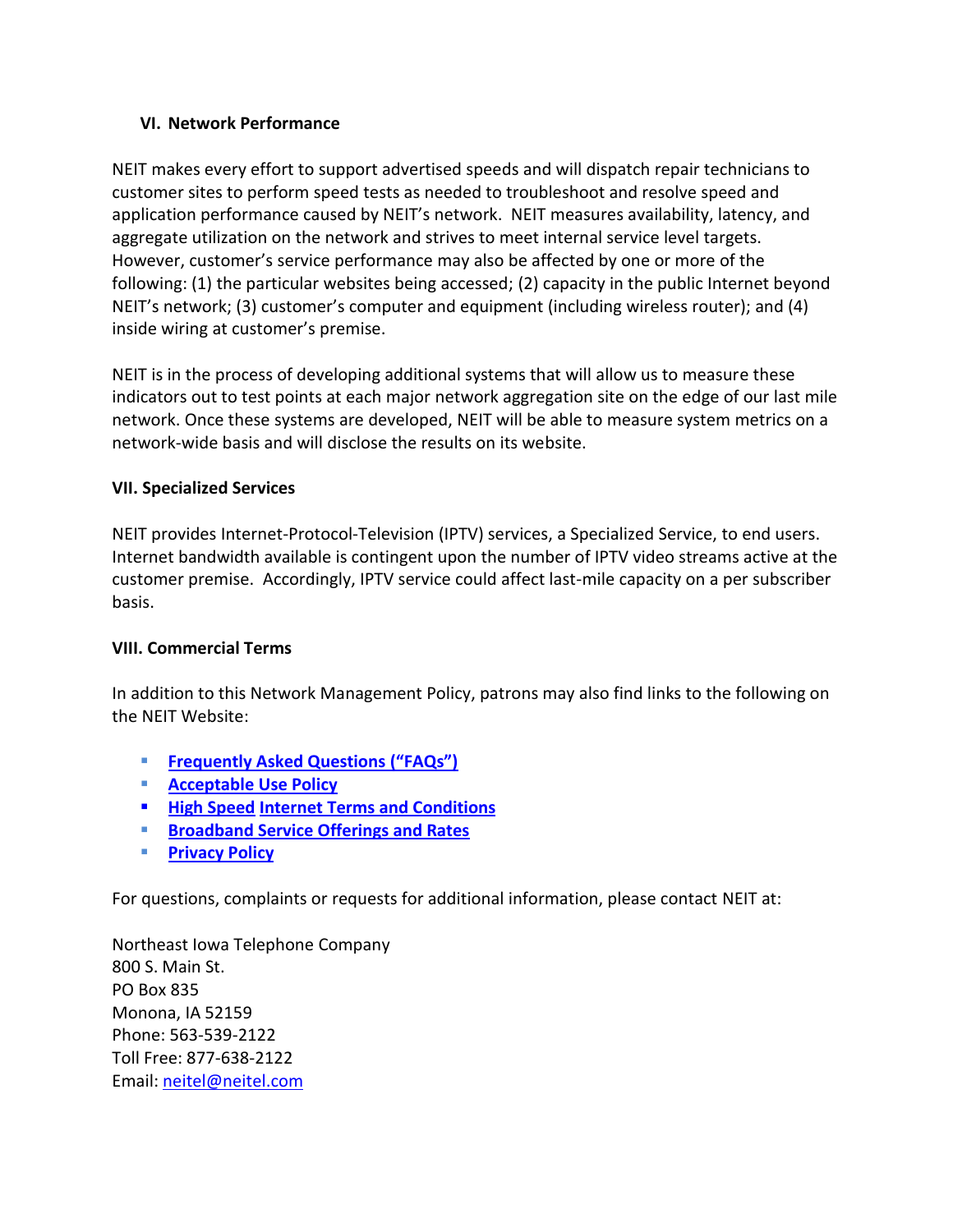### VI. Network Performance

NEIT makes every effort to support advertised speeds and will dispatch repair technicians to customer sites to perform speed tests as needed to troubleshoot and resolve speed and application performance caused by NEIT's network. NEIT measures availability, latency, and aggregate utilization on the network and strives to meet internal service level targets. However, customer's service performance may also be affected by one or more of the following: (1) the particular websites being accessed; (2) capacity in the public Internet beyond NEIT's network; (3) customer's computer and equipment (including wireless router); and (4) inside wiring at customer's premise.

NEIT is in the process of developing additional systems that will allow us to measure these indicators out to test points at each major network aggregation site on the edge of our last mile network. Once these systems are developed, NEIT will be able to measure system metrics on a network-wide basis and will disclose the results on its website.

### VII. Specialized Services

NEIT provides Internet-Protocol-Television (IPTV) services, a Specialized Service, to end users. Internet bandwidth available is contingent upon the number of IPTV video streams active at the customer premise. Accordingly, IPTV service could affect last-mile capacity on a per subscriber basis.

### VIII. Commercial Terms

In addition to this Network Management Policy, patrons may also find links to the following on the NEIT Website:

- **Frequently Asked Questions ("FAQs")**
- **Acceptable Use Policy**
- **High Speed Internet Terms and Conditions**
- **Broadband Service Offerings and Rates**
- **Privacy Policy**

For questions, complaints or requests for additional information, please contact NEIT at:

Northeast Iowa Telephone Company
800 S. Main St.
PO Box 835
Monona, IA 52159
Phone: 563-539-2122
Toll Free: 877-638-2122
Email: neitel@neitel.com